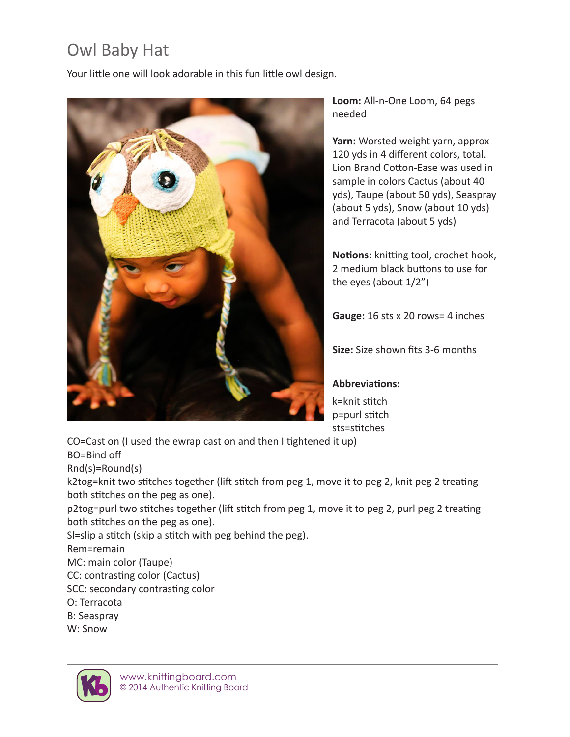# Owl Baby Hat

Your little one will look adorable in this fun little owl design.

**Loom:** All-n-One Loom, 64 pegs needed

**Yarn:** Worsted weight yarn, approx 120 yds in 4 different colors, total. Lion Brand Cotton-Ease was used in sample in colors Cactus (about 40 yds), Taupe (about 50 yds), Seaspray (about 5 yds), Snow (about 10 yds) and Terracota (about 5 yds)

**Notions:** knitting tool, crochet hook, 2 medium black buttons to use for the eyes (about 1/2")

**Gauge:** 16 sts x 20 rows= 4 inches

**Size:** Size shown fits 3-6 months

**Abbreviations:**

k=knit stitch
p=purl stitch
sts=stitches
CO=Cast on (I used the ewrap cast on and then I tightened it up)
BO=Bind off
Rnd(s)=Round(s)
k2tog=knit two stitches together (lift stitch from peg 1, move it to peg 2, knit peg 2 treating both stitches on the peg as one).
p2tog=purl two stitches together (lift stitch from peg 1, move it to peg 2, purl peg 2 treating both stitches on the peg as one).
Sl=slip a stitch (skip a stitch with peg behind the peg).
Rem=remain
MC: main color (Taupe)
CC: contrasting color (Cactus)
SCC: secondary contrasting color
O: Terracota
B: Seaspray
W: Snow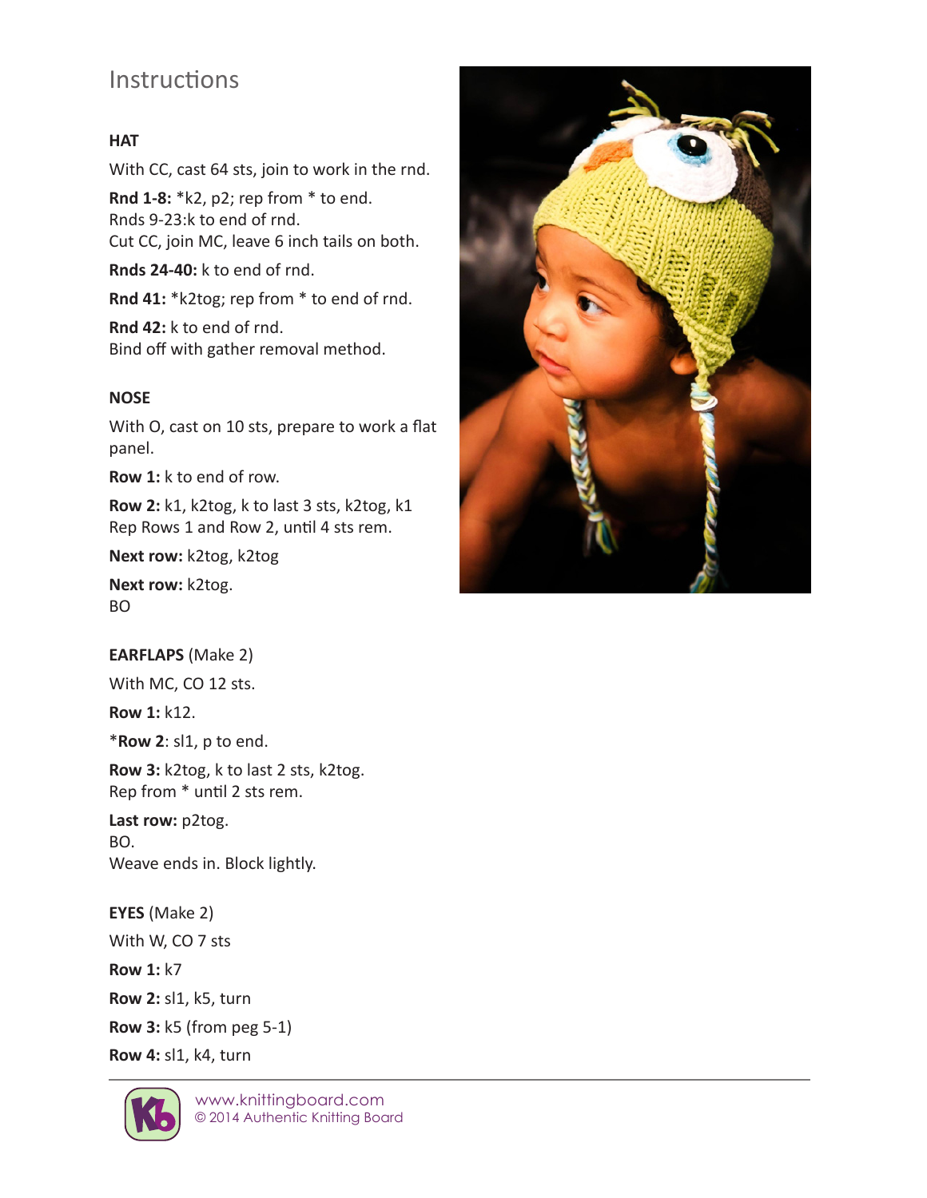## Instructions

**HAT**

With CC, cast 64 sts, join to work in the rnd.

**Rnd 1-8:** *k2, p2; rep from * to end.
Rnds 9-23:k to end of rnd.
Cut CC, join MC, leave 6 inch tails on both.

**Rnds 24-40:** k to end of rnd.

**Rnd 41:** *k2tog; rep from * to end of rnd.

**Rnd 42:** k to end of rnd.
Bind off with gather removal method.

**NOSE**

With O, cast on 10 sts, prepare to work a flat panel.

**Row 1:** k to end of row.

**Row 2:** k1, k2tog, k to last 3 sts, k2tog, k1
Rep Rows 1 and Row 2, until 4 sts rem.

**Next row:** k2tog, k2tog

**Next row:** k2tog.
BO

**EARFLAPS** (Make 2)

With MC, CO 12 sts.

**Row 1:** k12.

***Row 2**: sl1, p to end.

**Row 3:** k2tog, k to last 2 sts, k2tog.
Rep from * until 2 sts rem.

**Last row:** p2tog.
BO.
Weave ends in. Block lightly.

**EYES** (Make 2)

With W, CO 7 sts

**Row 1:** k7

**Row 2:** sl1, k5, turn

**Row 3:** k5 (from peg 5-1)

**Row 4:** sl1, k4, turn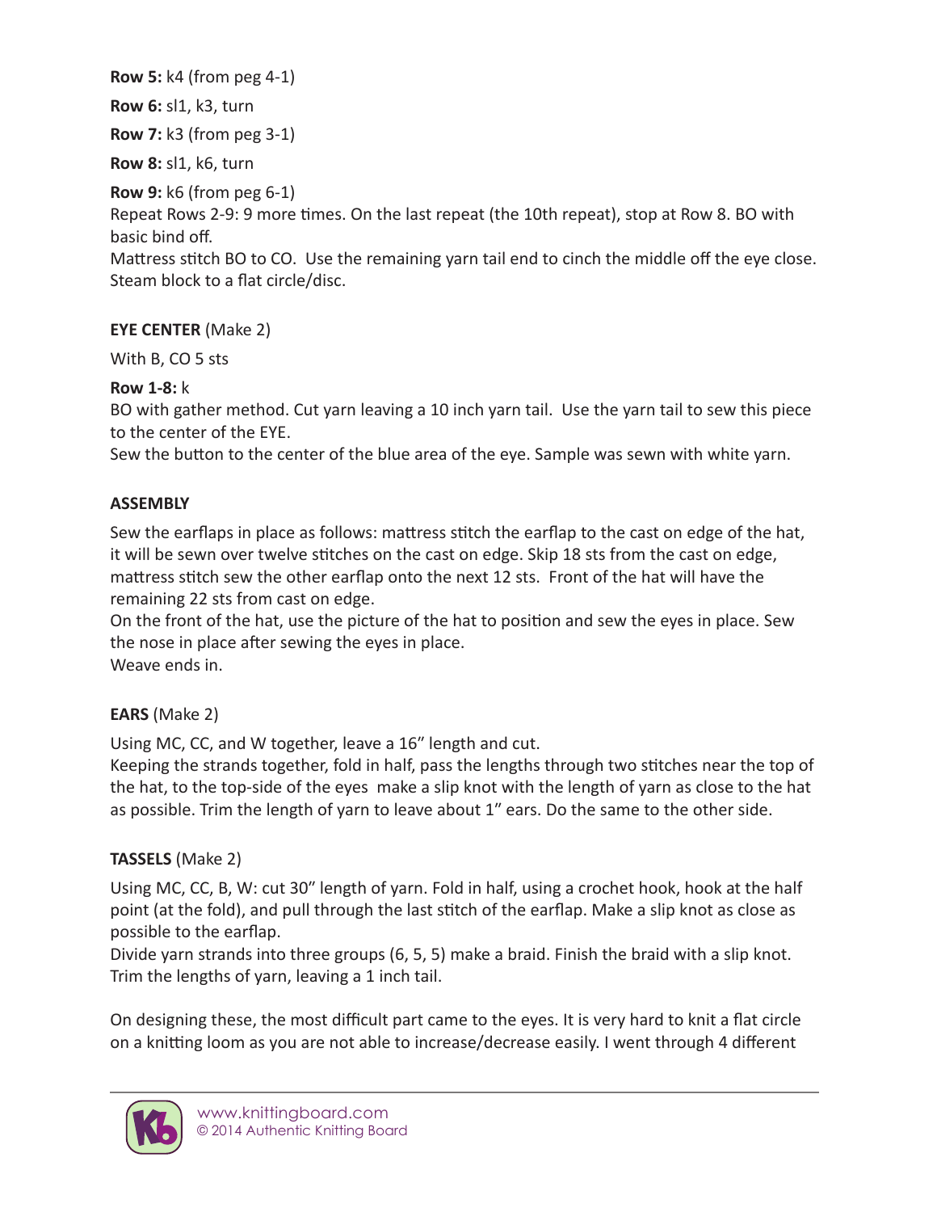**Row 5:** k4 (from peg 4-1)

**Row 6:** sl1, k3, turn

**Row 7:** k3 (from peg 3-1)

**Row 8:** sl1, k6, turn

**Row 9:** k6 (from peg 6-1)
Repeat Rows 2-9: 9 more times. On the last repeat (the 10th repeat), stop at Row 8. BO with basic bind off.
Mattress stitch BO to CO. Use the remaining yarn tail end to cinch the middle off the eye close. Steam block to a flat circle/disc.

**EYE CENTER** (Make 2)

With B, CO 5 sts

**Row 1-8:** k
BO with gather method. Cut yarn leaving a 10 inch yarn tail. Use the yarn tail to sew this piece to the center of the EYE.
Sew the button to the center of the blue area of the eye. Sample was sewn with white yarn.

**ASSEMBLY**

Sew the earflaps in place as follows: mattress stitch the earflap to the cast on edge of the hat, it will be sewn over twelve stitches on the cast on edge. Skip 18 sts from the cast on edge, mattress stitch sew the other earflap onto the next 12 sts. Front of the hat will have the remaining 22 sts from cast on edge.
On the front of the hat, use the picture of the hat to position and sew the eyes in place. Sew the nose in place after sewing the eyes in place.
Weave ends in.

**EARS** (Make 2)

Using MC, CC, and W together, leave a 16" length and cut.
Keeping the strands together, fold in half, pass the lengths through two stitches near the top of the hat, to the top-side of the eyes make a slip knot with the length of yarn as close to the hat as possible. Trim the length of yarn to leave about 1" ears. Do the same to the other side.

**TASSELS** (Make 2)

Using MC, CC, B, W: cut 30" length of yarn. Fold in half, using a crochet hook, hook at the half point (at the fold), and pull through the last stitch of the earflap. Make a slip knot as close as possible to the earflap.
Divide yarn strands into three groups (6, 5, 5) make a braid. Finish the braid with a slip knot. Trim the lengths of yarn, leaving a 1 inch tail.

On designing these, the most difficult part came to the eyes. It is very hard to knit a flat circle on a knitting loom as you are not able to increase/decrease easily. I went through 4 different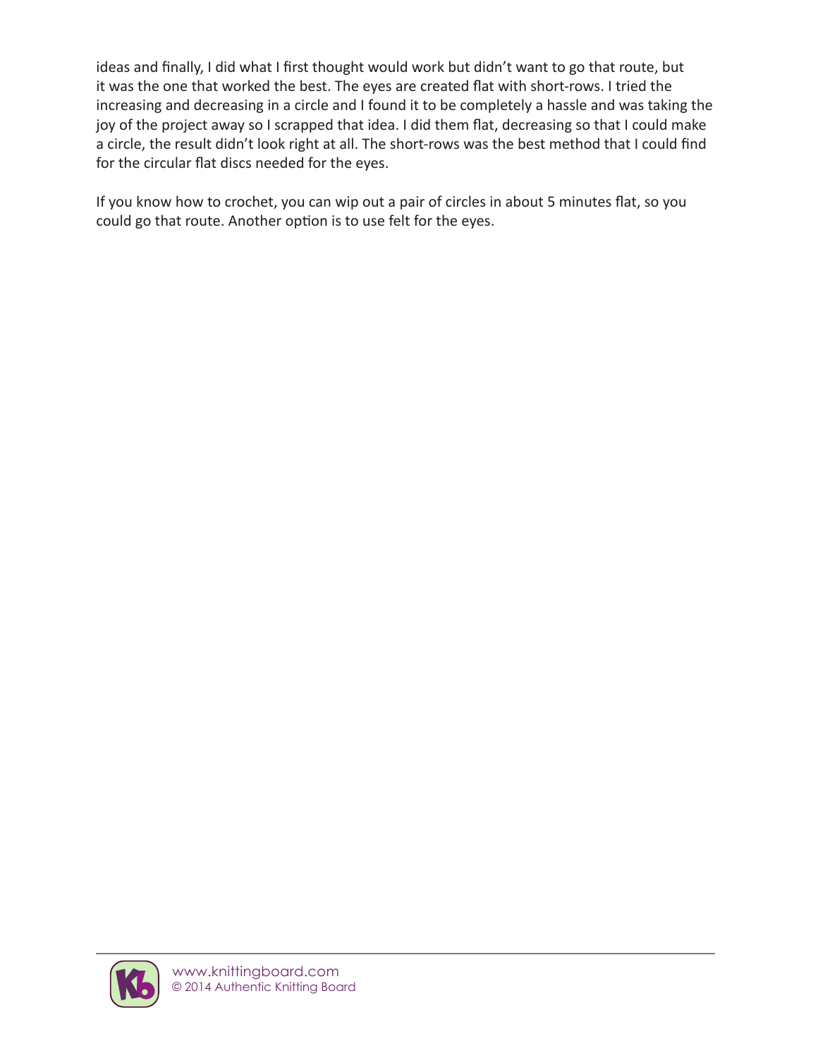ideas and finally, I did what I first thought would work but didn't want to go that route, but it was the one that worked the best. The eyes are created flat with short-rows. I tried the increasing and decreasing in a circle and I found it to be completely a hassle and was taking the joy of the project away so I scrapped that idea. I did them flat, decreasing so that I could make a circle, the result didn't look right at all. The short-rows was the best method that I could find for the circular flat discs needed for the eyes.

If you know how to crochet, you can wip out a pair of circles in about 5 minutes flat, so you could go that route. Another option is to use felt for the eyes.